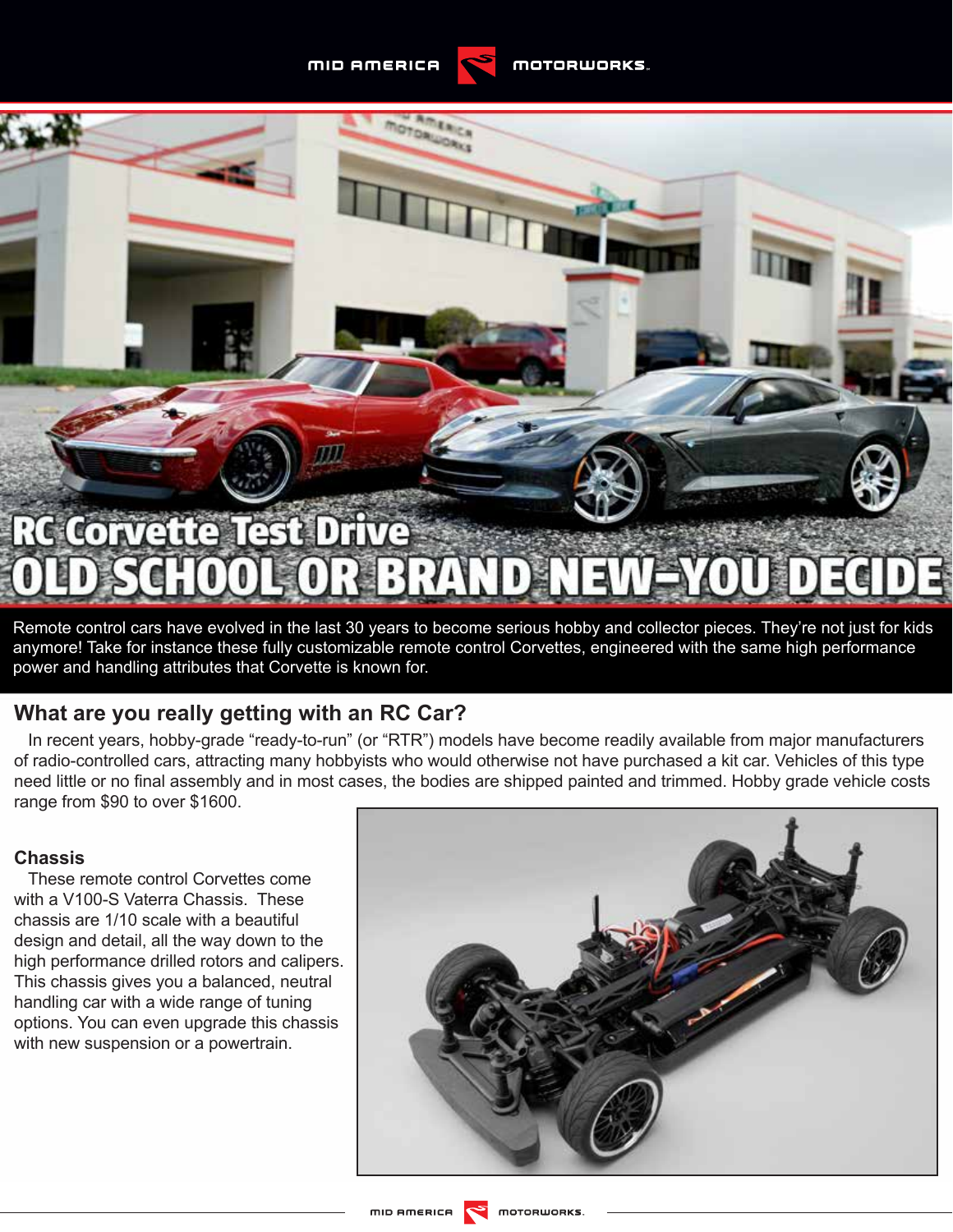# RC Corvette Test Drive

# OLD SCHOOL OR BRAND NEW–YOU DECIDE

Remote control cars have evolved in the last 30 years to become serious hobby and collector pieces. They're not just for kids anymore! Take for instance these fully customizable remote control Corvettes, engineered with the same high performance power and handling attributes that Corvette is known for.

## What are you really getting with an RC Car?

In recent years, hobby-grade "ready-to-run" (or "RTR") models have become readily available from major manufacturers of radio-controlled cars, attracting many hobbyists who would otherwise not have purchased a kit car. Vehicles of this type need little or no final assembly and in most cases, the bodies are shipped painted and trimmed. Hobby grade vehicle costs range from $90 to over $1600.

### Chassis

These remote control Corvettes come with a V100-S Vaterra Chassis. These chassis are 1/10 scale with a beautiful design and detail, all the way down to the high performance drilled rotors and calipers. This chassis gives you a balanced, neutral handling car with a wide range of tuning options. You can even upgrade this chassis with new suspension or a powertrain.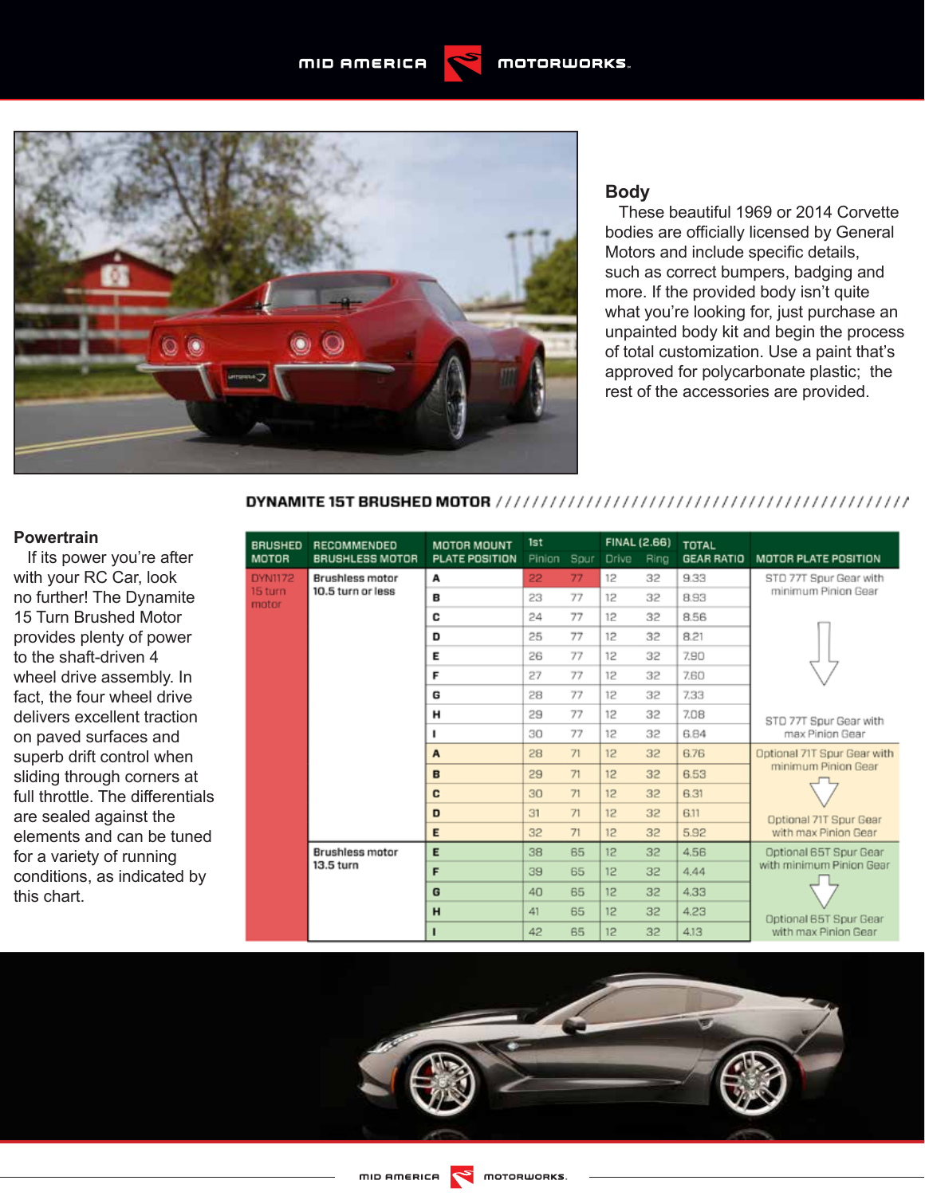## Body

These beautiful 1969 or 2014 Corvette bodies are officially licensed by General Motors and include specific details, such as correct bumpers, badging and more. If the provided body isn't quite what you're looking for, just purchase an unpainted body kit and begin the process of total customization. Use a paint that's approved for polycarbonate plastic; the rest of the accessories are provided.

## Powertrain

If its power you're after with your RC Car, look no further! The Dynamite 15 Turn Brushed Motor provides plenty of power to the shaft-driven 4 wheel drive assembly. In fact, the four wheel drive delivers excellent traction on paved surfaces and superb drift control when sliding through corners at full throttle. The differentials are sealed against the elements and can be tuned for a variety of running conditions, as indicated by this chart.

### DYNAMITE 15T BRUSHED MOTOR

| BRUSHED MOTOR | RECOMMENDED BRUSHLESS MOTOR | MOTOR MOUNT PLATE POSITION | 1st | | FINAL (2.66) | | TOTAL GEAR RATIO | MOTOR PLATE POSITION |
|---|---|---|---|---|---|---|---|---|
| | | | Pinion | Spur | Drive | Ring | | |
| DYN1172 15 turn motor | Brushless motor 10.5 turn or less | A | 22 | 77 | 12 | 32 | 9.33 | STD 77T Spur Gear with minimum Pinion Gear |
| | | B | 23 | 77 | 12 | 32 | 8.93 | |
| | | C | 24 | 77 | 12 | 32 | 8.56 | |
| | | D | 25 | 77 | 12 | 32 | 8.21 | |
| | | E | 26 | 77 | 12 | 32 | 7.90 | |
| | | F | 27 | 77 | 12 | 32 | 7.60 | |
| | | G | 28 | 77 | 12 | 32 | 7.33 | |
| | | H | 29 | 77 | 12 | 32 | 7.08 | |
| | | I | 30 | 77 | 12 | 32 | 6.84 | STD 77T Spur Gear with max Pinion Gear |
| | | A | 28 | 71 | 12 | 32 | 6.76 | Optional 71T Spur Gear with minimum Pinion Gear |
| | | B | 29 | 71 | 12 | 32 | 6.53 | |
| | | C | 30 | 71 | 12 | 32 | 6.31 | |
| | | D | 31 | 71 | 12 | 32 | 6.11 | |
| | | E | 32 | 71 | 12 | 32 | 5.92 | Optional 71T Spur Gear with max Pinion Gear |
| | Brushless motor 13.5 turn | E | 38 | 65 | 12 | 32 | 4.56 | Optional 65T Spur Gear with minimum Pinion Gear |
| | | F | 39 | 65 | 12 | 32 | 4.44 | |
| | | G | 40 | 65 | 12 | 32 | 4.33 | |
| | | H | 41 | 65 | 12 | 32 | 4.23 | |
| | | I | 42 | 65 | 12 | 32 | 4.13 | Optional 65T Spur Gear with max Pinion Gear |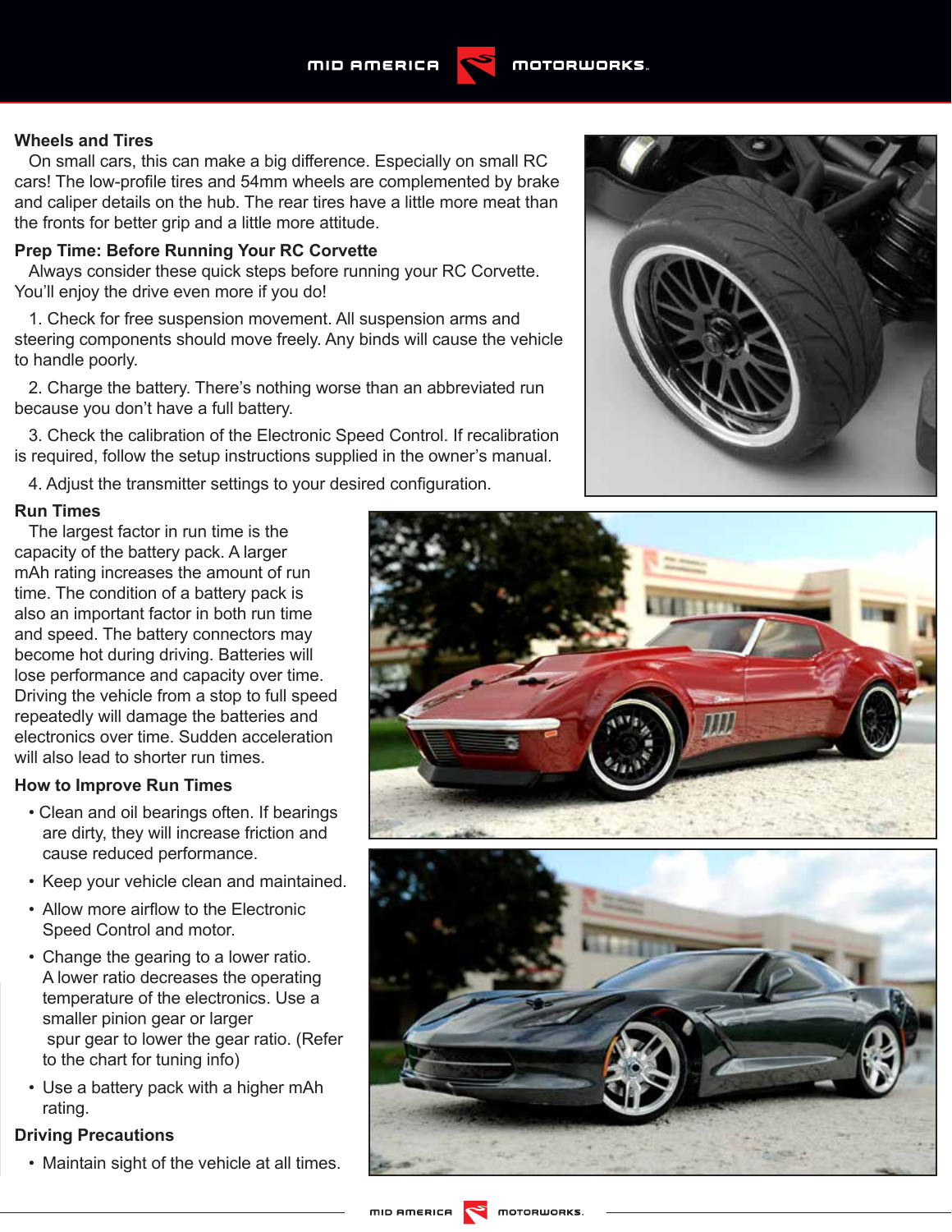## Wheels and Tires

On small cars, this can make a big difference. Especially on small RC cars! The low-profile tires and 54mm wheels are complemented by brake and caliper details on the hub. The rear tires have a little more meat than the fronts for better grip and a little more attitude.

## Prep Time: Before Running Your RC Corvette

Always consider these quick steps before running your RC Corvette. You'll enjoy the drive even more if you do!

1. Check for free suspension movement. All suspension arms and steering components should move freely. Any binds will cause the vehicle to handle poorly.

2. Charge the battery. There's nothing worse than an abbreviated run because you don't have a full battery.

3. Check the calibration of the Electronic Speed Control. If recalibration is required, follow the setup instructions supplied in the owner's manual.

4. Adjust the transmitter settings to your desired configuration.

## Run Times

The largest factor in run time is the capacity of the battery pack. A larger mAh rating increases the amount of run time. The condition of a battery pack is also an important factor in both run time and speed. The battery connectors may become hot during driving. Batteries will lose performance and capacity over time. Driving the vehicle from a stop to full speed repeatedly will damage the batteries and electronics over time. Sudden acceleration will also lead to shorter run times.

## How to Improve Run Times

- Clean and oil bearings often. If bearings are dirty, they will increase friction and cause reduced performance.
- Keep your vehicle clean and maintained.
- Allow more airflow to the Electronic Speed Control and motor.
- Change the gearing to a lower ratio. A lower ratio decreases the operating temperature of the electronics. Use a smaller pinion gear or larger spur gear to lower the gear ratio. (Refer to the chart for tuning info)
- Use a battery pack with a higher mAh rating.

## Driving Precautions

- Maintain sight of the vehicle at all times.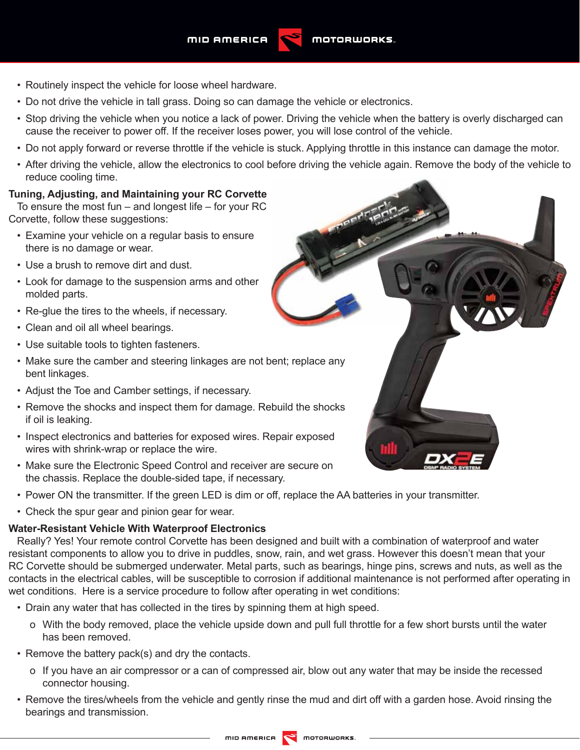- Routinely inspect the vehicle for loose wheel hardware.
- Do not drive the vehicle in tall grass. Doing so can damage the vehicle or electronics.
- Stop driving the vehicle when you notice a lack of power. Driving the vehicle when the battery is overly discharged can cause the receiver to power off. If the receiver loses power, you will lose control of the vehicle.
- Do not apply forward or reverse throttle if the vehicle is stuck. Applying throttle in this instance can damage the motor.
- After driving the vehicle, allow the electronics to cool before driving the vehicle again. Remove the body of the vehicle to reduce cooling time.

**Tuning, Adjusting, and Maintaining your RC Corvette**

To ensure the most fun – and longest life – for your RC Corvette, follow these suggestions:

- Examine your vehicle on a regular basis to ensure there is no damage or wear.
- Use a brush to remove dirt and dust.
- Look for damage to the suspension arms and other molded parts.
- Re-glue the tires to the wheels, if necessary.
- Clean and oil all wheel bearings.
- Use suitable tools to tighten fasteners.
- Make sure the camber and steering linkages are not bent; replace any bent linkages.
- Adjust the Toe and Camber settings, if necessary.
- Remove the shocks and inspect them for damage. Rebuild the shocks if oil is leaking.
- Inspect electronics and batteries for exposed wires. Repair exposed wires with shrink-wrap or replace the wire.
- Make sure the Electronic Speed Control and receiver are secure on the chassis. Replace the double-sided tape, if necessary.
- Power ON the transmitter. If the green LED is dim or off, replace the AA batteries in your transmitter.
- Check the spur gear and pinion gear for wear.

**Water-Resistant Vehicle With Waterproof Electronics**

Really? Yes! Your remote control Corvette has been designed and built with a combination of waterproof and water resistant components to allow you to drive in puddles, snow, rain, and wet grass. However this doesn't mean that your RC Corvette should be submerged underwater. Metal parts, such as bearings, hinge pins, screws and nuts, as well as the contacts in the electrical cables, will be susceptible to corrosion if additional maintenance is not performed after operating in wet conditions. Here is a service procedure to follow after operating in wet conditions:

- Drain any water that has collected in the tires by spinning them at high speed.
  - With the body removed, place the vehicle upside down and pull full throttle for a few short bursts until the water has been removed.
- Remove the battery pack(s) and dry the contacts.
  - If you have an air compressor or a can of compressed air, blow out any water that may be inside the recessed connector housing.
- Remove the tires/wheels from the vehicle and gently rinse the mud and dirt off with a garden hose. Avoid rinsing the bearings and transmission.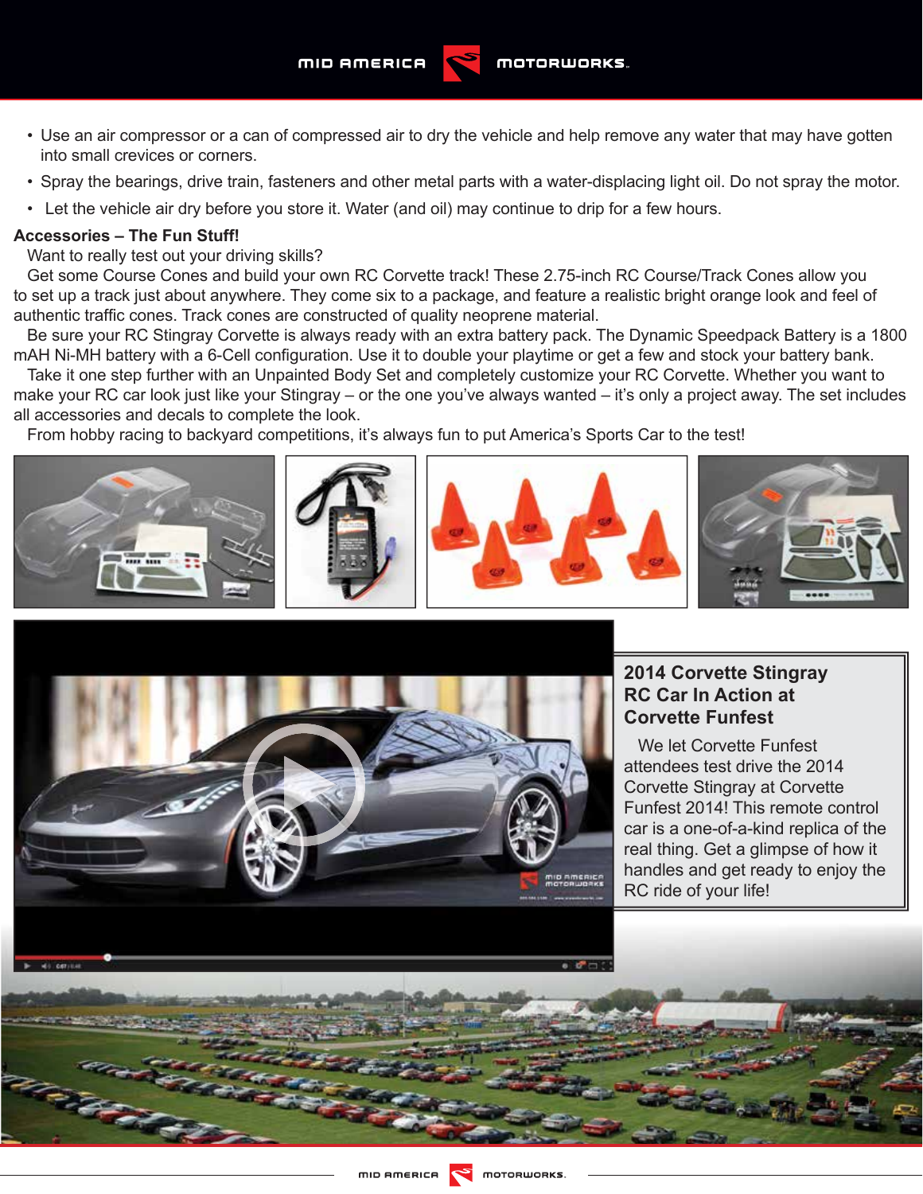- Use an air compressor or a can of compressed air to dry the vehicle and help remove any water that may have gotten into small crevices or corners.
- Spray the bearings, drive train, fasteners and other metal parts with a water-displacing light oil. Do not spray the motor.
- Let the vehicle air dry before you store it. Water (and oil) may continue to drip for a few hours.

**Accessories – The Fun Stuff!**

Want to really test out your driving skills?

Get some Course Cones and build your own RC Corvette track! These 2.75-inch RC Course/Track Cones allow you to set up a track just about anywhere. They come six to a package, and feature a realistic bright orange look and feel of authentic traffic cones. Track cones are constructed of quality neoprene material.

Be sure your RC Stingray Corvette is always ready with an extra battery pack. The Dynamic Speedpack Battery is a 1800 mAH Ni-MH battery with a 6-Cell configuration. Use it to double your playtime or get a few and stock your battery bank.

Take it one step further with an Unpainted Body Set and completely customize your RC Corvette. Whether you want to make your RC car look just like your Stingray – or the one you've always wanted – it's only a project away. The set includes all accessories and decals to complete the look.

From hobby racing to backyard competitions, it's always fun to put America's Sports Car to the test!

**2014 Corvette Stingray RC Car In Action at Corvette Funfest**

We let Corvette Funfest attendees test drive the 2014 Corvette Stingray at Corvette Funfest 2014! This remote control car is a one-of-a-kind replica of the real thing. Get a glimpse of how it handles and get ready to enjoy the RC ride of your life!